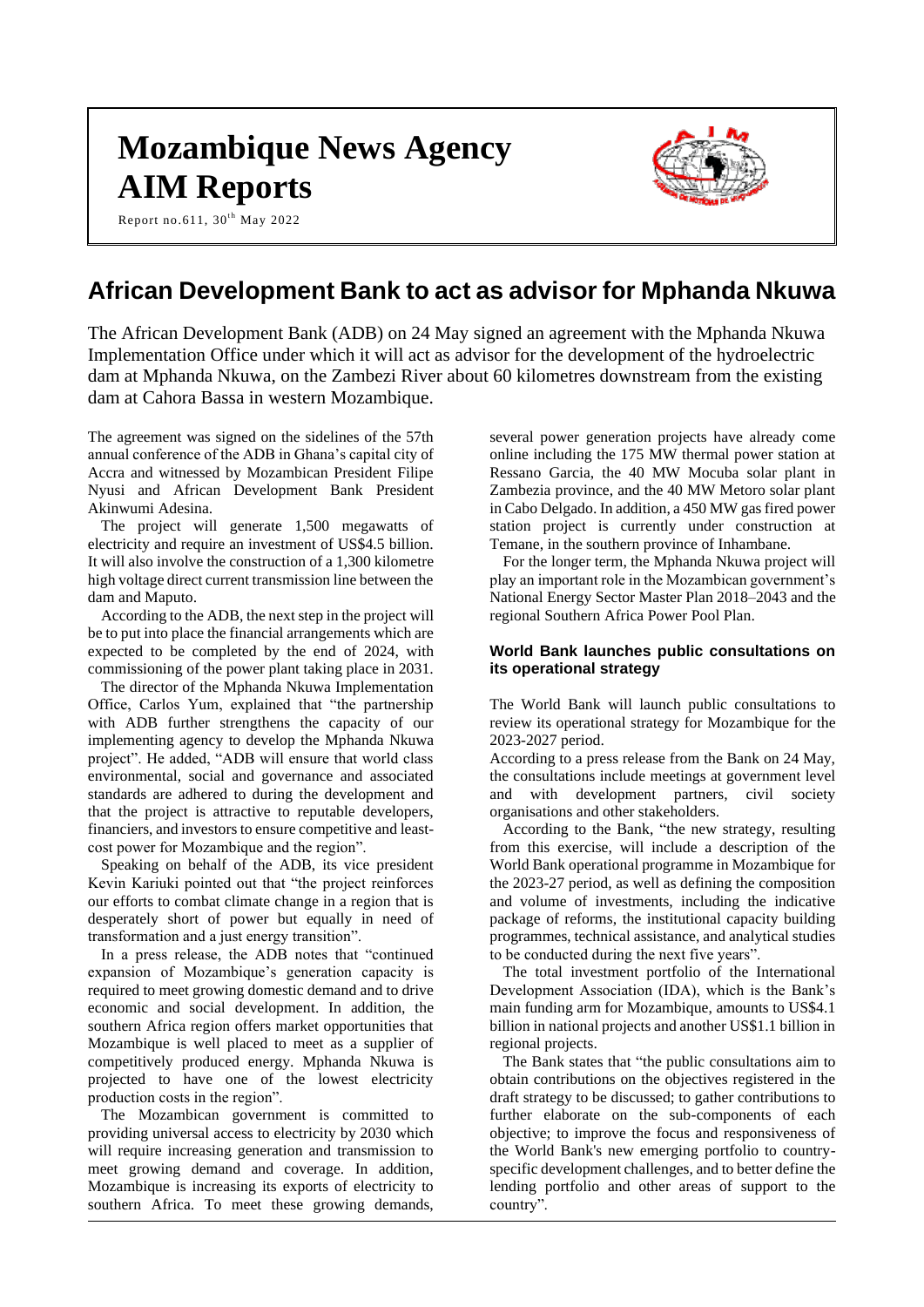# Mozambique News Agency
# AIM Reports

Report no.611, 30th May 2022

## African Development Bank to act as advisor for Mphanda Nkuwa

The African Development Bank (ADB) on 24 May signed an agreement with the Mphanda Nkuwa Implementation Office under which it will act as advisor for the development of the hydroelectric dam at Mphanda Nkuwa, on the Zambezi River about 60 kilometres downstream from the existing dam at Cahora Bassa in western Mozambique.

The agreement was signed on the sidelines of the 57th annual conference of the ADB in Ghana's capital city of Accra and witnessed by Mozambican President Filipe Nyusi and African Development Bank President Akinwumi Adesina.

The project will generate 1,500 megawatts of electricity and require an investment of US$4.5 billion. It will also involve the construction of a 1,300 kilometre high voltage direct current transmission line between the dam and Maputo.

According to the ADB, the next step in the project will be to put into place the financial arrangements which are expected to be completed by the end of 2024, with commissioning of the power plant taking place in 2031.

The director of the Mphanda Nkuwa Implementation Office, Carlos Yum, explained that "the partnership with ADB further strengthens the capacity of our implementing agency to develop the Mphanda Nkuwa project". He added, "ADB will ensure that world class environmental, social and governance and associated standards are adhered to during the development and that the project is attractive to reputable developers, financiers, and investors to ensure competitive and least-cost power for Mozambique and the region".

Speaking on behalf of the ADB, its vice president Kevin Kariuki pointed out that "the project reinforces our efforts to combat climate change in a region that is desperately short of power but equally in need of transformation and a just energy transition".

In a press release, the ADB notes that "continued expansion of Mozambique's generation capacity is required to meet growing domestic demand and to drive economic and social development. In addition, the southern Africa region offers market opportunities that Mozambique is well placed to meet as a supplier of competitively produced energy. Mphanda Nkuwa is projected to have one of the lowest electricity production costs in the region".

The Mozambican government is committed to providing universal access to electricity by 2030 which will require increasing generation and transmission to meet growing demand and coverage. In addition, Mozambique is increasing its exports of electricity to southern Africa. To meet these growing demands, several power generation projects have already come online including the 175 MW thermal power station at Ressano Garcia, the 40 MW Mocuba solar plant in Zambezia province, and the 40 MW Metoro solar plant in Cabo Delgado. In addition, a 450 MW gas fired power station project is currently under construction at Temane, in the southern province of Inhambane.

For the longer term, the Mphanda Nkuwa project will play an important role in the Mozambican government's National Energy Sector Master Plan 2018–2043 and the regional Southern Africa Power Pool Plan.

### World Bank launches public consultations on its operational strategy

The World Bank will launch public consultations to review its operational strategy for Mozambique for the 2023-2027 period.

According to a press release from the Bank on 24 May, the consultations include meetings at government level and with development partners, civil society organisations and other stakeholders.

According to the Bank, "the new strategy, resulting from this exercise, will include a description of the World Bank operational programme in Mozambique for the 2023-27 period, as well as defining the composition and volume of investments, including the indicative package of reforms, the institutional capacity building programmes, technical assistance, and analytical studies to be conducted during the next five years".

The total investment portfolio of the International Development Association (IDA), which is the Bank's main funding arm for Mozambique, amounts to US$4.1 billion in national projects and another US$1.1 billion in regional projects.

The Bank states that "the public consultations aim to obtain contributions on the objectives registered in the draft strategy to be discussed; to gather contributions to further elaborate on the sub-components of each objective; to improve the focus and responsiveness of the World Bank's new emerging portfolio to country-specific development challenges, and to better define the lending portfolio and other areas of support to the country".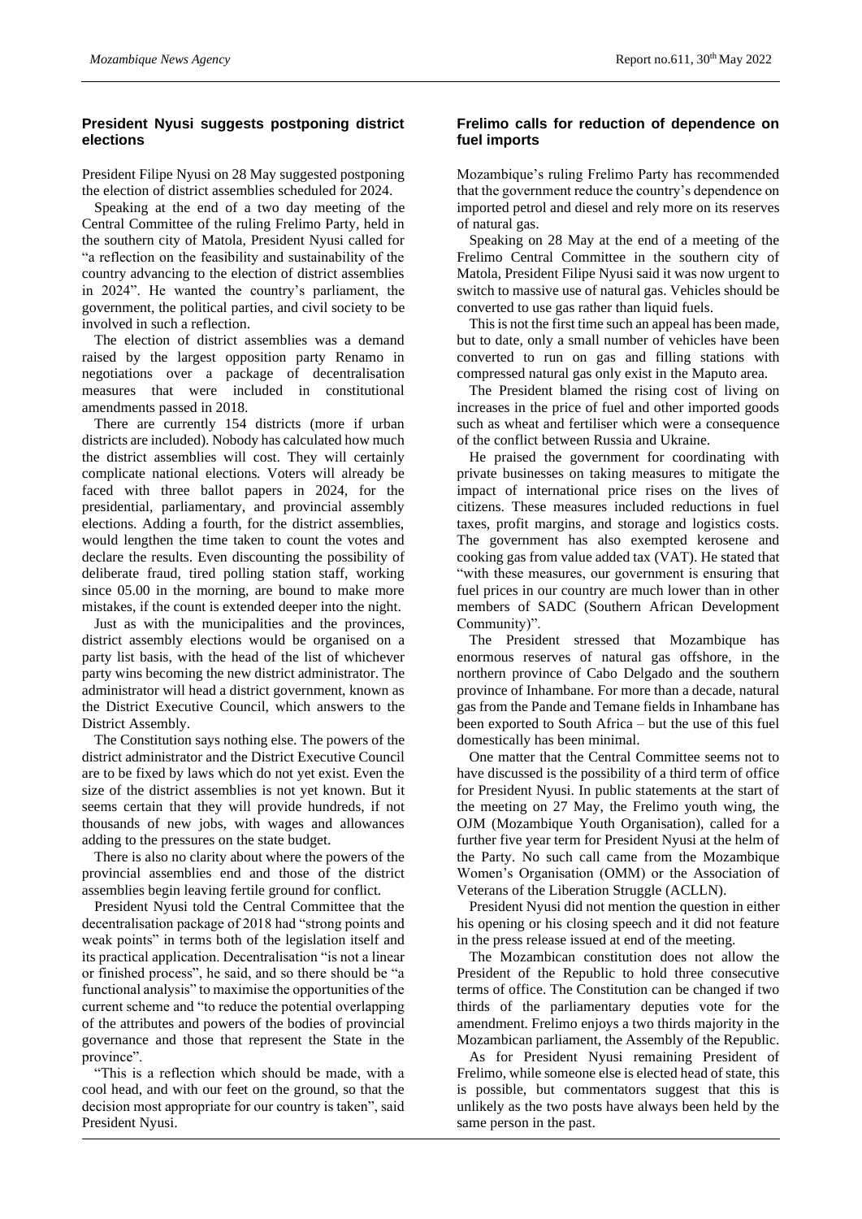## President Nyusi suggests postponing district elections

President Filipe Nyusi on 28 May suggested postponing the election of district assemblies scheduled for 2024.

Speaking at the end of a two day meeting of the Central Committee of the ruling Frelimo Party, held in the southern city of Matola, President Nyusi called for "a reflection on the feasibility and sustainability of the country advancing to the election of district assemblies in 2024". He wanted the country's parliament, the government, the political parties, and civil society to be involved in such a reflection.

The election of district assemblies was a demand raised by the largest opposition party Renamo in negotiations over a package of decentralisation measures that were included in constitutional amendments passed in 2018.

There are currently 154 districts (more if urban districts are included). Nobody has calculated how much the district assemblies will cost. They will certainly complicate national elections. Voters will already be faced with three ballot papers in 2024, for the presidential, parliamentary, and provincial assembly elections. Adding a fourth, for the district assemblies, would lengthen the time taken to count the votes and declare the results. Even discounting the possibility of deliberate fraud, tired polling station staff, working since 05.00 in the morning, are bound to make more mistakes, if the count is extended deeper into the night.

Just as with the municipalities and the provinces, district assembly elections would be organised on a party list basis, with the head of the list of whichever party wins becoming the new district administrator. The administrator will head a district government, known as the District Executive Council, which answers to the District Assembly.

The Constitution says nothing else. The powers of the district administrator and the District Executive Council are to be fixed by laws which do not yet exist. Even the size of the district assemblies is not yet known. But it seems certain that they will provide hundreds, if not thousands of new jobs, with wages and allowances adding to the pressures on the state budget.

There is also no clarity about where the powers of the provincial assemblies end and those of the district assemblies begin leaving fertile ground for conflict.

President Nyusi told the Central Committee that the decentralisation package of 2018 had "strong points and weak points" in terms both of the legislation itself and its practical application. Decentralisation "is not a linear or finished process", he said, and so there should be "a functional analysis" to maximise the opportunities of the current scheme and "to reduce the potential overlapping of the attributes and powers of the bodies of provincial governance and those that represent the State in the province".

"This is a reflection which should be made, with a cool head, and with our feet on the ground, so that the decision most appropriate for our country is taken", said President Nyusi.

## Frelimo calls for reduction of dependence on fuel imports

Mozambique's ruling Frelimo Party has recommended that the government reduce the country's dependence on imported petrol and diesel and rely more on its reserves of natural gas.

Speaking on 28 May at the end of a meeting of the Frelimo Central Committee in the southern city of Matola, President Filipe Nyusi said it was now urgent to switch to massive use of natural gas. Vehicles should be converted to use gas rather than liquid fuels.

This is not the first time such an appeal has been made, but to date, only a small number of vehicles have been converted to run on gas and filling stations with compressed natural gas only exist in the Maputo area.

The President blamed the rising cost of living on increases in the price of fuel and other imported goods such as wheat and fertiliser which were a consequence of the conflict between Russia and Ukraine.

He praised the government for coordinating with private businesses on taking measures to mitigate the impact of international price rises on the lives of citizens. These measures included reductions in fuel taxes, profit margins, and storage and logistics costs. The government has also exempted kerosene and cooking gas from value added tax (VAT). He stated that "with these measures, our government is ensuring that fuel prices in our country are much lower than in other members of SADC (Southern African Development Community)".

The President stressed that Mozambique has enormous reserves of natural gas offshore, in the northern province of Cabo Delgado and the southern province of Inhambane. For more than a decade, natural gas from the Pande and Temane fields in Inhambane has been exported to South Africa – but the use of this fuel domestically has been minimal.

One matter that the Central Committee seems not to have discussed is the possibility of a third term of office for President Nyusi. In public statements at the start of the meeting on 27 May, the Frelimo youth wing, the OJM (Mozambique Youth Organisation), called for a further five year term for President Nyusi at the helm of the Party. No such call came from the Mozambique Women's Organisation (OMM) or the Association of Veterans of the Liberation Struggle (ACLLN).

President Nyusi did not mention the question in either his opening or his closing speech and it did not feature in the press release issued at end of the meeting.

The Mozambican constitution does not allow the President of the Republic to hold three consecutive terms of office. The Constitution can be changed if two thirds of the parliamentary deputies vote for the amendment. Frelimo enjoys a two thirds majority in the Mozambican parliament, the Assembly of the Republic.

As for President Nyusi remaining President of Frelimo, while someone else is elected head of state, this is possible, but commentators suggest that this is unlikely as the two posts have always been held by the same person in the past.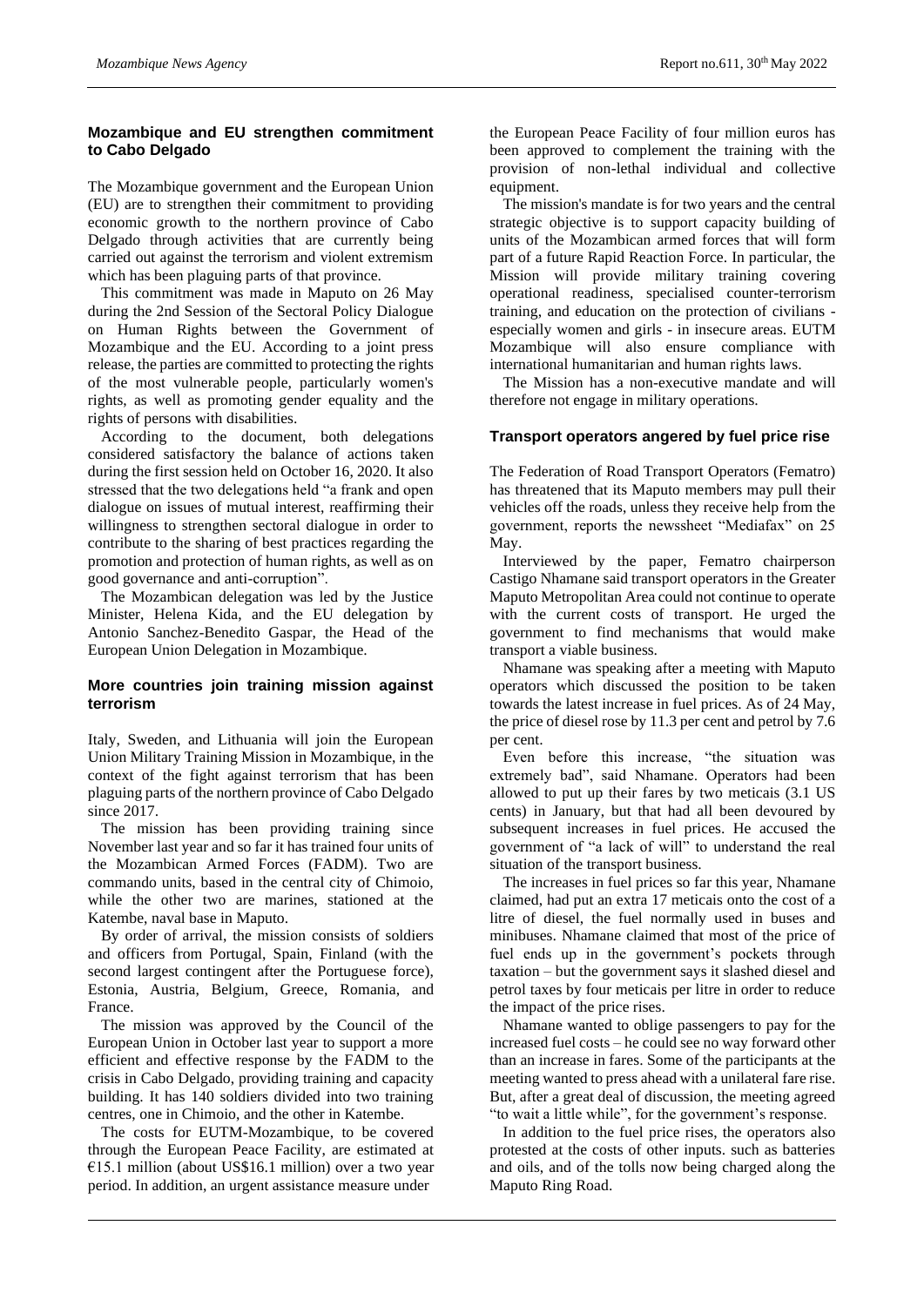## Mozambique and EU strengthen commitment to Cabo Delgado

The Mozambique government and the European Union (EU) are to strengthen their commitment to providing economic growth to the northern province of Cabo Delgado through activities that are currently being carried out against the terrorism and violent extremism which has been plaguing parts of that province.

This commitment was made in Maputo on 26 May during the 2nd Session of the Sectoral Policy Dialogue on Human Rights between the Government of Mozambique and the EU. According to a joint press release, the parties are committed to protecting the rights of the most vulnerable people, particularly women's rights, as well as promoting gender equality and the rights of persons with disabilities.

According to the document, both delegations considered satisfactory the balance of actions taken during the first session held on October 16, 2020. It also stressed that the two delegations held "a frank and open dialogue on issues of mutual interest, reaffirming their willingness to strengthen sectoral dialogue in order to contribute to the sharing of best practices regarding the promotion and protection of human rights, as well as on good governance and anti-corruption".

The Mozambican delegation was led by the Justice Minister, Helena Kida, and the EU delegation by Antonio Sanchez-Benedito Gaspar, the Head of the European Union Delegation in Mozambique.

## More countries join training mission against terrorism

Italy, Sweden, and Lithuania will join the European Union Military Training Mission in Mozambique, in the context of the fight against terrorism that has been plaguing parts of the northern province of Cabo Delgado since 2017.

The mission has been providing training since November last year and so far it has trained four units of the Mozambican Armed Forces (FADM). Two are commando units, based in the central city of Chimoio, while the other two are marines, stationed at the Katembe, naval base in Maputo.

By order of arrival, the mission consists of soldiers and officers from Portugal, Spain, Finland (with the second largest contingent after the Portuguese force), Estonia, Austria, Belgium, Greece, Romania, and France.

The mission was approved by the Council of the European Union in October last year to support a more efficient and effective response by the FADM to the crisis in Cabo Delgado, providing training and capacity building. It has 140 soldiers divided into two training centres, one in Chimoio, and the other in Katembe.

The costs for EUTM-Mozambique, to be covered through the European Peace Facility, are estimated at €15.1 million (about US$16.1 million) over a two year period. In addition, an urgent assistance measure under the European Peace Facility of four million euros has been approved to complement the training with the provision of non-lethal individual and collective equipment.

The mission's mandate is for two years and the central strategic objective is to support capacity building of units of the Mozambican armed forces that will form part of a future Rapid Reaction Force. In particular, the Mission will provide military training covering operational readiness, specialised counter-terrorism training, and education on the protection of civilians - especially women and girls - in insecure areas. EUTM Mozambique will also ensure compliance with international humanitarian and human rights laws.

The Mission has a non-executive mandate and will therefore not engage in military operations.

## Transport operators angered by fuel price rise

The Federation of Road Transport Operators (Fematro) has threatened that its Maputo members may pull their vehicles off the roads, unless they receive help from the government, reports the newssheet "Mediafax" on 25 May.

Interviewed by the paper, Fematro chairperson Castigo Nhamane said transport operators in the Greater Maputo Metropolitan Area could not continue to operate with the current costs of transport. He urged the government to find mechanisms that would make transport a viable business.

Nhamane was speaking after a meeting with Maputo operators which discussed the position to be taken towards the latest increase in fuel prices. As of 24 May, the price of diesel rose by 11.3 per cent and petrol by 7.6 per cent.

Even before this increase, "the situation was extremely bad", said Nhamane. Operators had been allowed to put up their fares by two meticais (3.1 US cents) in January, but that had all been devoured by subsequent increases in fuel prices. He accused the government of "a lack of will" to understand the real situation of the transport business.

The increases in fuel prices so far this year, Nhamane claimed, had put an extra 17 meticais onto the cost of a litre of diesel, the fuel normally used in buses and minibuses. Nhamane claimed that most of the price of fuel ends up in the government's pockets through taxation – but the government says it slashed diesel and petrol taxes by four meticais per litre in order to reduce the impact of the price rises.

Nhamane wanted to oblige passengers to pay for the increased fuel costs – he could see no way forward other than an increase in fares. Some of the participants at the meeting wanted to press ahead with a unilateral fare rise. But, after a great deal of discussion, the meeting agreed "to wait a little while", for the government's response.

In addition to the fuel price rises, the operators also protested at the costs of other inputs. such as batteries and oils, and of the tolls now being charged along the Maputo Ring Road.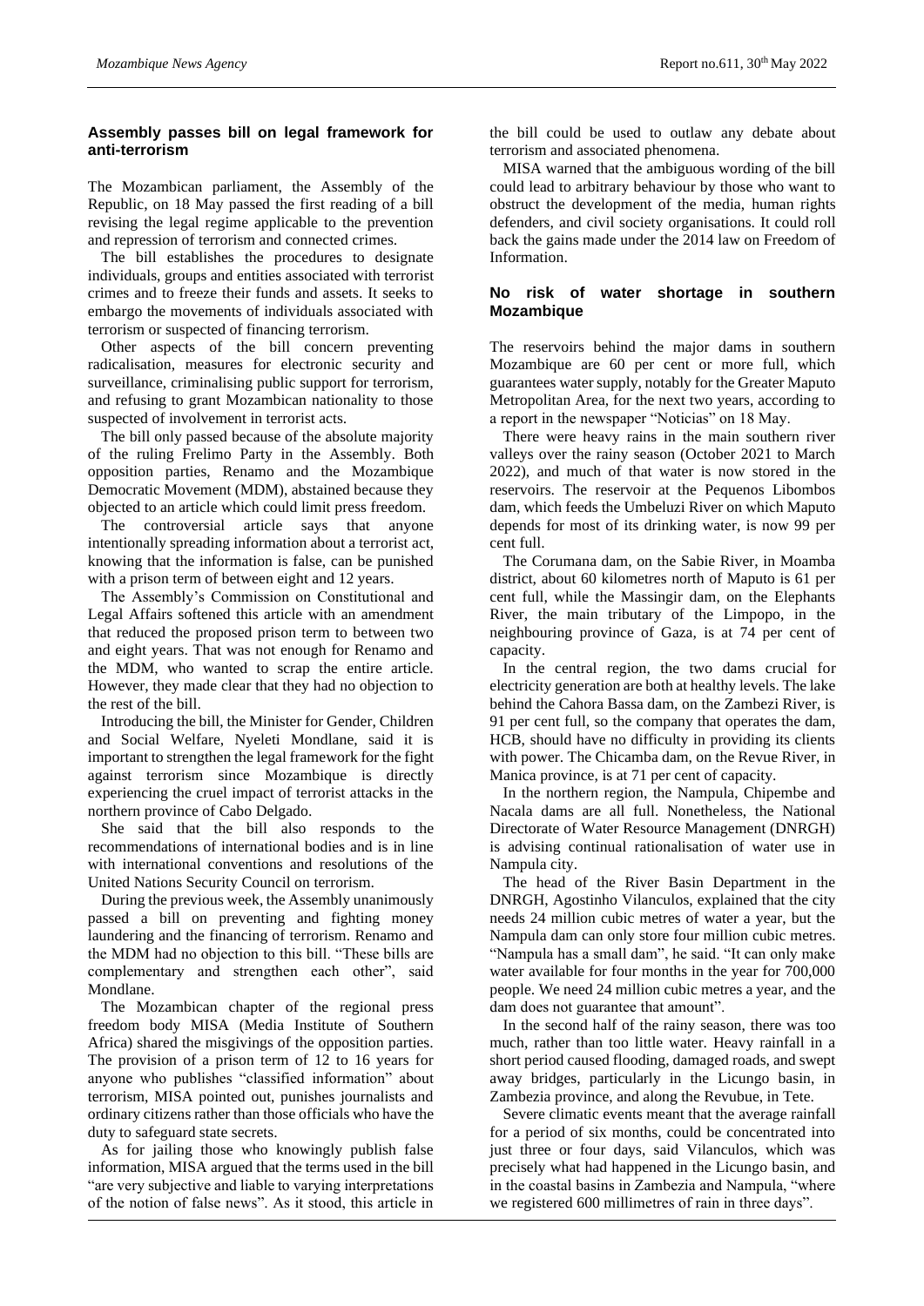## Assembly passes bill on legal framework for anti-terrorism

The Mozambican parliament, the Assembly of the Republic, on 18 May passed the first reading of a bill revising the legal regime applicable to the prevention and repression of terrorism and connected crimes.

The bill establishes the procedures to designate individuals, groups and entities associated with terrorist crimes and to freeze their funds and assets. It seeks to embargo the movements of individuals associated with terrorism or suspected of financing terrorism.

Other aspects of the bill concern preventing radicalisation, measures for electronic security and surveillance, criminalising public support for terrorism, and refusing to grant Mozambican nationality to those suspected of involvement in terrorist acts.

The bill only passed because of the absolute majority of the ruling Frelimo Party in the Assembly. Both opposition parties, Renamo and the Mozambique Democratic Movement (MDM), abstained because they objected to an article which could limit press freedom.

The controversial article says that anyone intentionally spreading information about a terrorist act, knowing that the information is false, can be punished with a prison term of between eight and 12 years.

The Assembly's Commission on Constitutional and Legal Affairs softened this article with an amendment that reduced the proposed prison term to between two and eight years. That was not enough for Renamo and the MDM, who wanted to scrap the entire article. However, they made clear that they had no objection to the rest of the bill.

Introducing the bill, the Minister for Gender, Children and Social Welfare, Nyeleti Mondlane, said it is important to strengthen the legal framework for the fight against terrorism since Mozambique is directly experiencing the cruel impact of terrorist attacks in the northern province of Cabo Delgado.

She said that the bill also responds to the recommendations of international bodies and is in line with international conventions and resolutions of the United Nations Security Council on terrorism.

During the previous week, the Assembly unanimously passed a bill on preventing and fighting money laundering and the financing of terrorism. Renamo and the MDM had no objection to this bill. "These bills are complementary and strengthen each other", said Mondlane.

The Mozambican chapter of the regional press freedom body MISA (Media Institute of Southern Africa) shared the misgivings of the opposition parties. The provision of a prison term of 12 to 16 years for anyone who publishes "classified information" about terrorism, MISA pointed out, punishes journalists and ordinary citizens rather than those officials who have the duty to safeguard state secrets.

As for jailing those who knowingly publish false information, MISA argued that the terms used in the bill "are very subjective and liable to varying interpretations of the notion of false news". As it stood, this article in the bill could be used to outlaw any debate about terrorism and associated phenomena.

MISA warned that the ambiguous wording of the bill could lead to arbitrary behaviour by those who want to obstruct the development of the media, human rights defenders, and civil society organisations. It could roll back the gains made under the 2014 law on Freedom of Information.

## No risk of water shortage in southern Mozambique

The reservoirs behind the major dams in southern Mozambique are 60 per cent or more full, which guarantees water supply, notably for the Greater Maputo Metropolitan Area, for the next two years, according to a report in the newspaper "Noticias" on 18 May.

There were heavy rains in the main southern river valleys over the rainy season (October 2021 to March 2022), and much of that water is now stored in the reservoirs. The reservoir at the Pequenos Libombos dam, which feeds the Umbeluzi River on which Maputo depends for most of its drinking water, is now 99 per cent full.

The Corumana dam, on the Sabie River, in Moamba district, about 60 kilometres north of Maputo is 61 per cent full, while the Massingir dam, on the Elephants River, the main tributary of the Limpopo, in the neighbouring province of Gaza, is at 74 per cent of capacity.

In the central region, the two dams crucial for electricity generation are both at healthy levels. The lake behind the Cahora Bassa dam, on the Zambezi River, is 91 per cent full, so the company that operates the dam, HCB, should have no difficulty in providing its clients with power. The Chicamba dam, on the Revue River, in Manica province, is at 71 per cent of capacity.

In the northern region, the Nampula, Chipembe and Nacala dams are all full. Nonetheless, the National Directorate of Water Resource Management (DNRGH) is advising continual rationalisation of water use in Nampula city.

The head of the River Basin Department in the DNRGH, Agostinho Vilanculos, explained that the city needs 24 million cubic metres of water a year, but the Nampula dam can only store four million cubic metres. "Nampula has a small dam", he said. "It can only make water available for four months in the year for 700,000 people. We need 24 million cubic metres a year, and the dam does not guarantee that amount".

In the second half of the rainy season, there was too much, rather than too little water. Heavy rainfall in a short period caused flooding, damaged roads, and swept away bridges, particularly in the Licungo basin, in Zambezia province, and along the Revubue, in Tete.

Severe climatic events meant that the average rainfall for a period of six months, could be concentrated into just three or four days, said Vilanculos, which was precisely what had happened in the Licungo basin, and in the coastal basins in Zambezia and Nampula, "where we registered 600 millimetres of rain in three days".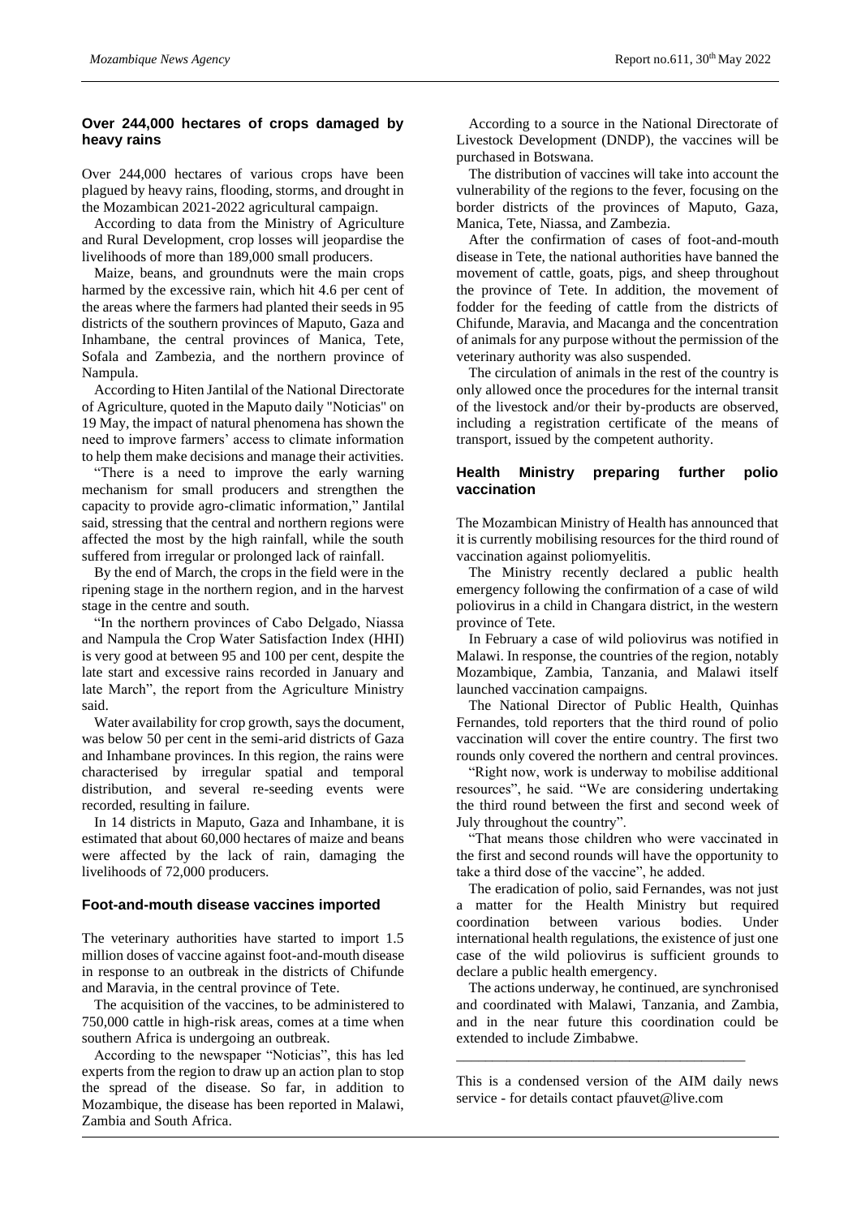## Over 244,000 hectares of crops damaged by heavy rains

Over 244,000 hectares of various crops have been plagued by heavy rains, flooding, storms, and drought in the Mozambican 2021-2022 agricultural campaign.

According to data from the Ministry of Agriculture and Rural Development, crop losses will jeopardise the livelihoods of more than 189,000 small producers.

Maize, beans, and groundnuts were the main crops harmed by the excessive rain, which hit 4.6 per cent of the areas where the farmers had planted their seeds in 95 districts of the southern provinces of Maputo, Gaza and Inhambane, the central provinces of Manica, Tete, Sofala and Zambezia, and the northern province of Nampula.

According to Hiten Jantilal of the National Directorate of Agriculture, quoted in the Maputo daily "Noticias" on 19 May, the impact of natural phenomena has shown the need to improve farmers' access to climate information to help them make decisions and manage their activities.

"There is a need to improve the early warning mechanism for small producers and strengthen the capacity to provide agro-climatic information," Jantilal said, stressing that the central and northern regions were affected the most by the high rainfall, while the south suffered from irregular or prolonged lack of rainfall.

By the end of March, the crops in the field were in the ripening stage in the northern region, and in the harvest stage in the centre and south.

"In the northern provinces of Cabo Delgado, Niassa and Nampula the Crop Water Satisfaction Index (HHI) is very good at between 95 and 100 per cent, despite the late start and excessive rains recorded in January and late March", the report from the Agriculture Ministry said.

Water availability for crop growth, says the document, was below 50 per cent in the semi-arid districts of Gaza and Inhambane provinces. In this region, the rains were characterised by irregular spatial and temporal distribution, and several re-seeding events were recorded, resulting in failure.

In 14 districts in Maputo, Gaza and Inhambane, it is estimated that about 60,000 hectares of maize and beans were affected by the lack of rain, damaging the livelihoods of 72,000 producers.

## Foot-and-mouth disease vaccines imported

The veterinary authorities have started to import 1.5 million doses of vaccine against foot-and-mouth disease in response to an outbreak in the districts of Chifunde and Maravia, in the central province of Tete.

The acquisition of the vaccines, to be administered to 750,000 cattle in high-risk areas, comes at a time when southern Africa is undergoing an outbreak.

According to the newspaper "Noticias", this has led experts from the region to draw up an action plan to stop the spread of the disease. So far, in addition to Mozambique, the disease has been reported in Malawi, Zambia and South Africa.

According to a source in the National Directorate of Livestock Development (DNDP), the vaccines will be purchased in Botswana.

The distribution of vaccines will take into account the vulnerability of the regions to the fever, focusing on the border districts of the provinces of Maputo, Gaza, Manica, Tete, Niassa, and Zambezia.

After the confirmation of cases of foot-and-mouth disease in Tete, the national authorities have banned the movement of cattle, goats, pigs, and sheep throughout the province of Tete. In addition, the movement of fodder for the feeding of cattle from the districts of Chifunde, Maravia, and Macanga and the concentration of animals for any purpose without the permission of the veterinary authority was also suspended.

The circulation of animals in the rest of the country is only allowed once the procedures for the internal transit of the livestock and/or their by-products are observed, including a registration certificate of the means of transport, issued by the competent authority.

## Health Ministry preparing further polio vaccination

The Mozambican Ministry of Health has announced that it is currently mobilising resources for the third round of vaccination against poliomyelitis.

The Ministry recently declared a public health emergency following the confirmation of a case of wild poliovirus in a child in Changara district, in the western province of Tete.

In February a case of wild poliovirus was notified in Malawi. In response, the countries of the region, notably Mozambique, Zambia, Tanzania, and Malawi itself launched vaccination campaigns.

The National Director of Public Health, Quinhas Fernandes, told reporters that the third round of polio vaccination will cover the entire country. The first two rounds only covered the northern and central provinces.

"Right now, work is underway to mobilise additional resources", he said. "We are considering undertaking the third round between the first and second week of July throughout the country".

"That means those children who were vaccinated in the first and second rounds will have the opportunity to take a third dose of the vaccine", he added.

The eradication of polio, said Fernandes, was not just a matter for the Health Ministry but required coordination between various bodies. Under international health regulations, the existence of just one case of the wild poliovirus is sufficient grounds to declare a public health emergency.

The actions underway, he continued, are synchronised and coordinated with Malawi, Tanzania, and Zambia, and in the near future this coordination could be extended to include Zimbabwe.

---

This is a condensed version of the AIM daily news service - for details contact pfauvet@live.com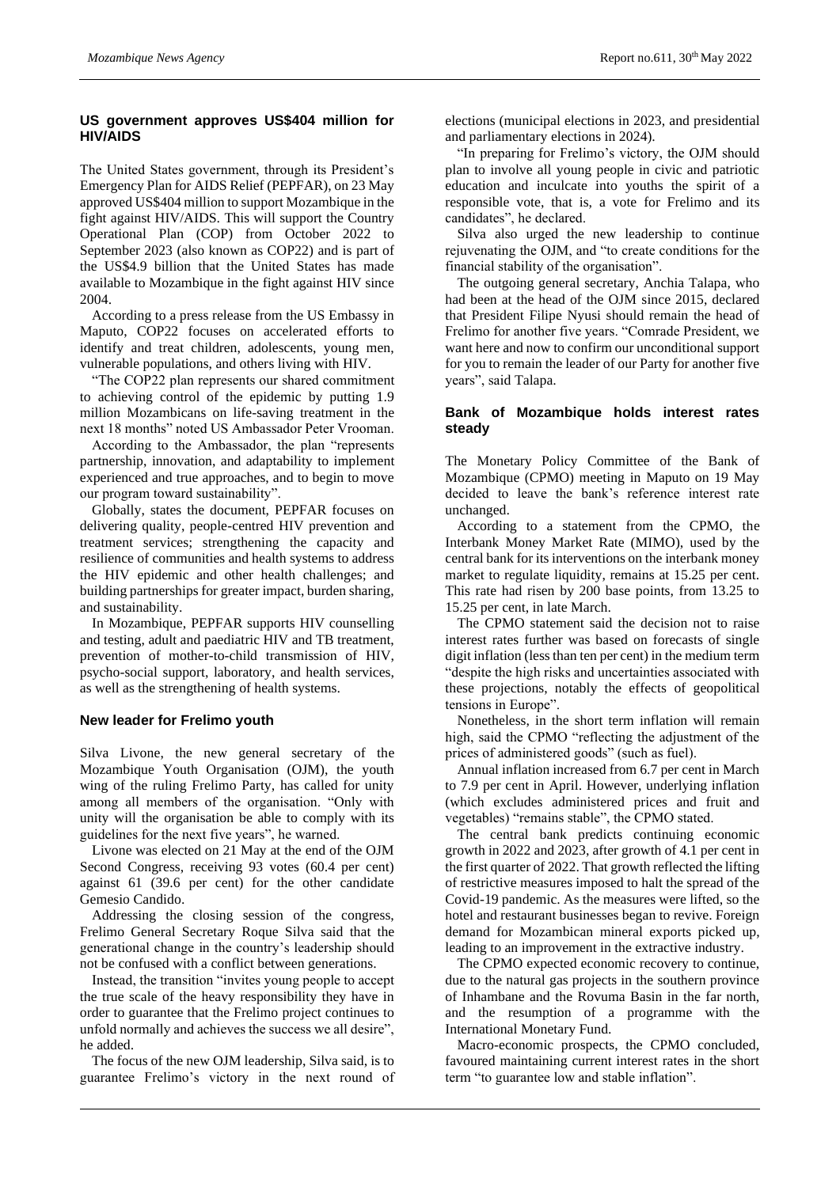## US government approves US$404 million for HIV/AIDS

The United States government, through its President's Emergency Plan for AIDS Relief (PEPFAR), on 23 May approved US$404 million to support Mozambique in the fight against HIV/AIDS. This will support the Country Operational Plan (COP) from October 2022 to September 2023 (also known as COP22) and is part of the US$4.9 billion that the United States has made available to Mozambique in the fight against HIV since 2004.

According to a press release from the US Embassy in Maputo, COP22 focuses on accelerated efforts to identify and treat children, adolescents, young men, vulnerable populations, and others living with HIV.

"The COP22 plan represents our shared commitment to achieving control of the epidemic by putting 1.9 million Mozambicans on life-saving treatment in the next 18 months" noted US Ambassador Peter Vrooman.

According to the Ambassador, the plan "represents partnership, innovation, and adaptability to implement experienced and true approaches, and to begin to move our program toward sustainability".

Globally, states the document, PEPFAR focuses on delivering quality, people-centred HIV prevention and treatment services; strengthening the capacity and resilience of communities and health systems to address the HIV epidemic and other health challenges; and building partnerships for greater impact, burden sharing, and sustainability.

In Mozambique, PEPFAR supports HIV counselling and testing, adult and paediatric HIV and TB treatment, prevention of mother-to-child transmission of HIV, psycho-social support, laboratory, and health services, as well as the strengthening of health systems.

## New leader for Frelimo youth

Silva Livone, the new general secretary of the Mozambique Youth Organisation (OJM), the youth wing of the ruling Frelimo Party, has called for unity among all members of the organisation. "Only with unity will the organisation be able to comply with its guidelines for the next five years", he warned.

Livone was elected on 21 May at the end of the OJM Second Congress, receiving 93 votes (60.4 per cent) against 61 (39.6 per cent) for the other candidate Gemesio Candido.

Addressing the closing session of the congress, Frelimo General Secretary Roque Silva said that the generational change in the country's leadership should not be confused with a conflict between generations.

Instead, the transition "invites young people to accept the true scale of the heavy responsibility they have in order to guarantee that the Frelimo project continues to unfold normally and achieves the success we all desire", he added.

The focus of the new OJM leadership, Silva said, is to guarantee Frelimo's victory in the next round of elections (municipal elections in 2023, and presidential and parliamentary elections in 2024).

"In preparing for Frelimo's victory, the OJM should plan to involve all young people in civic and patriotic education and inculcate into youths the spirit of a responsible vote, that is, a vote for Frelimo and its candidates", he declared.

Silva also urged the new leadership to continue rejuvenating the OJM, and "to create conditions for the financial stability of the organisation".

The outgoing general secretary, Anchia Talapa, who had been at the head of the OJM since 2015, declared that President Filipe Nyusi should remain the head of Frelimo for another five years. "Comrade President, we want here and now to confirm our unconditional support for you to remain the leader of our Party for another five years", said Talapa.

## Bank of Mozambique holds interest rates steady

The Monetary Policy Committee of the Bank of Mozambique (CPMO) meeting in Maputo on 19 May decided to leave the bank's reference interest rate unchanged.

According to a statement from the CPMO, the Interbank Money Market Rate (MIMO), used by the central bank for its interventions on the interbank money market to regulate liquidity, remains at 15.25 per cent. This rate had risen by 200 base points, from 13.25 to 15.25 per cent, in late March.

The CPMO statement said the decision not to raise interest rates further was based on forecasts of single digit inflation (less than ten per cent) in the medium term "despite the high risks and uncertainties associated with these projections, notably the effects of geopolitical tensions in Europe".

Nonetheless, in the short term inflation will remain high, said the CPMO "reflecting the adjustment of the prices of administered goods" (such as fuel).

Annual inflation increased from 6.7 per cent in March to 7.9 per cent in April. However, underlying inflation (which excludes administered prices and fruit and vegetables) "remains stable", the CPMO stated.

The central bank predicts continuing economic growth in 2022 and 2023, after growth of 4.1 per cent in the first quarter of 2022. That growth reflected the lifting of restrictive measures imposed to halt the spread of the Covid-19 pandemic. As the measures were lifted, so the hotel and restaurant businesses began to revive. Foreign demand for Mozambican mineral exports picked up, leading to an improvement in the extractive industry.

The CPMO expected economic recovery to continue, due to the natural gas projects in the southern province of Inhambane and the Rovuma Basin in the far north, and the resumption of a programme with the International Monetary Fund.

Macro-economic prospects, the CPMO concluded, favoured maintaining current interest rates in the short term "to guarantee low and stable inflation".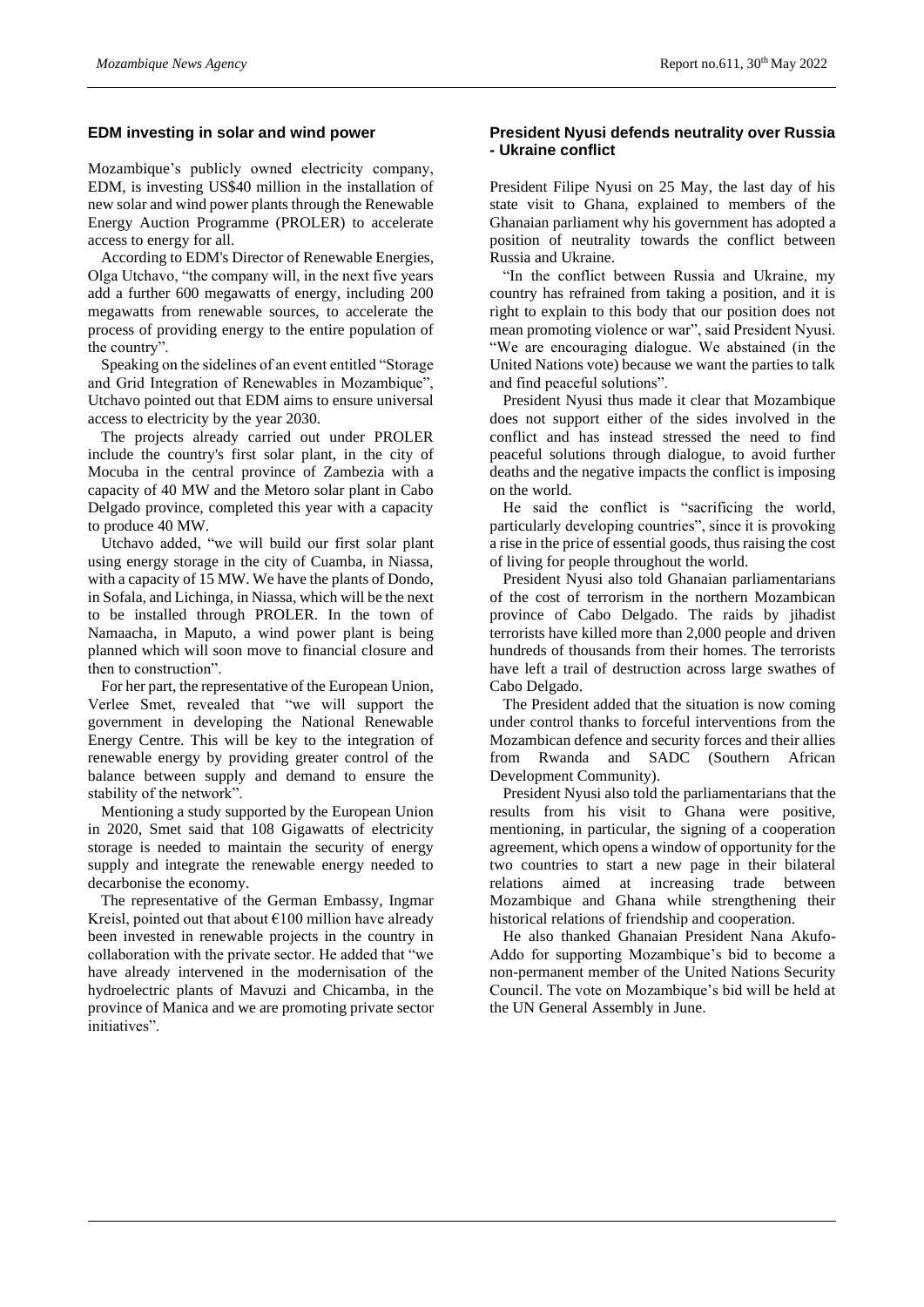## EDM investing in solar and wind power

Mozambique's publicly owned electricity company, EDM, is investing US$40 million in the installation of new solar and wind power plants through the Renewable Energy Auction Programme (PROLER) to accelerate access to energy for all.

According to EDM's Director of Renewable Energies, Olga Utchavo, "the company will, in the next five years add a further 600 megawatts of energy, including 200 megawatts from renewable sources, to accelerate the process of providing energy to the entire population of the country".

Speaking on the sidelines of an event entitled "Storage and Grid Integration of Renewables in Mozambique", Utchavo pointed out that EDM aims to ensure universal access to electricity by the year 2030.

The projects already carried out under PROLER include the country's first solar plant, in the city of Mocuba in the central province of Zambezia with a capacity of 40 MW and the Metoro solar plant in Cabo Delgado province, completed this year with a capacity to produce 40 MW.

Utchavo added, "we will build our first solar plant using energy storage in the city of Cuamba, in Niassa, with a capacity of 15 MW. We have the plants of Dondo, in Sofala, and Lichinga, in Niassa, which will be the next to be installed through PROLER. In the town of Namaacha, in Maputo, a wind power plant is being planned which will soon move to financial closure and then to construction".

For her part, the representative of the European Union, Verlee Smet, revealed that "we will support the government in developing the National Renewable Energy Centre. This will be key to the integration of renewable energy by providing greater control of the balance between supply and demand to ensure the stability of the network".

Mentioning a study supported by the European Union in 2020, Smet said that 108 Gigawatts of electricity storage is needed to maintain the security of energy supply and integrate the renewable energy needed to decarbonise the economy.

The representative of the German Embassy, Ingmar Kreisl, pointed out that about €100 million have already been invested in renewable projects in the country in collaboration with the private sector. He added that "we have already intervened in the modernisation of the hydroelectric plants of Mavuzi and Chicamba, in the province of Manica and we are promoting private sector initiatives".

## President Nyusi defends neutrality over Russia - Ukraine conflict

President Filipe Nyusi on 25 May, the last day of his state visit to Ghana, explained to members of the Ghanaian parliament why his government has adopted a position of neutrality towards the conflict between Russia and Ukraine.

"In the conflict between Russia and Ukraine, my country has refrained from taking a position, and it is right to explain to this body that our position does not mean promoting violence or war", said President Nyusi. "We are encouraging dialogue. We abstained (in the United Nations vote) because we want the parties to talk and find peaceful solutions".

President Nyusi thus made it clear that Mozambique does not support either of the sides involved in the conflict and has instead stressed the need to find peaceful solutions through dialogue, to avoid further deaths and the negative impacts the conflict is imposing on the world.

He said the conflict is "sacrificing the world, particularly developing countries", since it is provoking a rise in the price of essential goods, thus raising the cost of living for people throughout the world.

President Nyusi also told Ghanaian parliamentarians of the cost of terrorism in the northern Mozambican province of Cabo Delgado. The raids by jihadist terrorists have killed more than 2,000 people and driven hundreds of thousands from their homes. The terrorists have left a trail of destruction across large swathes of Cabo Delgado.

The President added that the situation is now coming under control thanks to forceful interventions from the Mozambican defence and security forces and their allies from Rwanda and SADC (Southern African Development Community).

President Nyusi also told the parliamentarians that the results from his visit to Ghana were positive, mentioning, in particular, the signing of a cooperation agreement, which opens a window of opportunity for the two countries to start a new page in their bilateral relations aimed at increasing trade between Mozambique and Ghana while strengthening their historical relations of friendship and cooperation.

He also thanked Ghanaian President Nana Akufo-Addo for supporting Mozambique's bid to become a non-permanent member of the United Nations Security Council. The vote on Mozambique's bid will be held at the UN General Assembly in June.